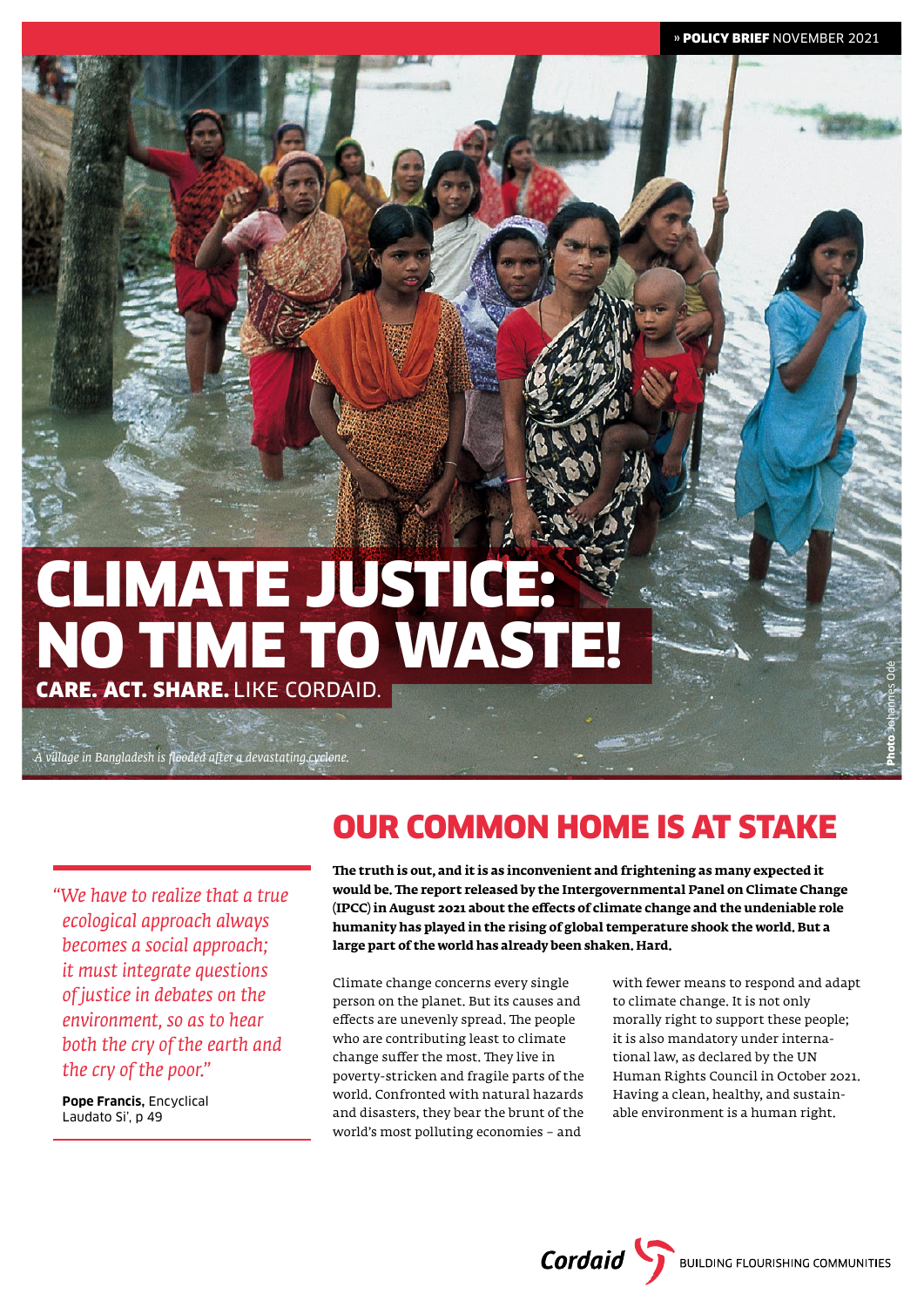» **POLICY BRIEF** NOVEMBER 2021

# CLIMATE JUSTICE: NO TIME TO WASTE!

**CARE. ACT. SHARE.** LIKE CORDAID.

*A village in Bangladesh is flooded after a devastating cyclone.*

**Photo** Johannes Odé

*"We have to realize that a true ecological approach always becomes a social approach; it must integrate questions of justice in debates on the environment, so as to hear both the cry of the earth and the cry of the poor."*

**Pope Francis,** Encyclical Laudato Si', p 49

## OUR COMMON HOME IS AT STAKE

**The truth is out, and it is as inconvenient and frightening as many expected it would be. The report released by the Intergovernmental Panel on Climate Change (IPCC) in August 2021 about the effects of climate change and the undeniable role humanity has played in the rising of global temperature shook the world. But a large part of the world has already been shaken. Hard.**

Climate change concerns every single person on the planet. But its causes and effects are unevenly spread. The people who are contributing least to climate change suffer the most. They live in poverty-stricken and fragile parts of the world. Confronted with natural hazards and disasters, they bear the brunt of the world's most polluting economies – and with fewer means to respond and adapt to climate change. It is not only morally right to support these people; it is also mandatory under international law, as declared by the UN Human Rights Council in October 2021. Having a clean, healthy, and sustainable environment is a human right.

Cordaid — BUILDING FLOURISHING COMMUNITIES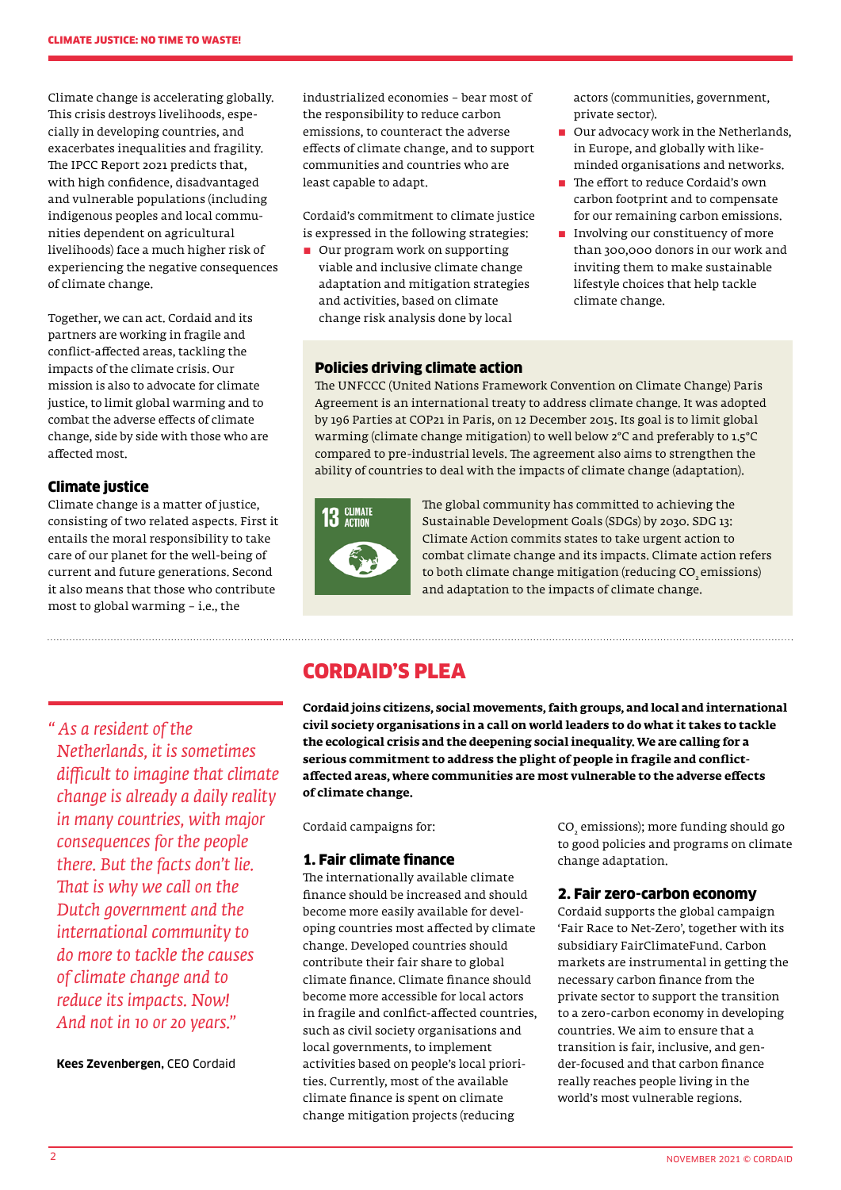Climate change is accelerating globally. This crisis destroys livelihoods, especially in developing countries, and exacerbates inequalities and fragility. The IPCC Report 2021 predicts that, with high confidence, disadvantaged and vulnerable populations (including indigenous peoples and local communities dependent on agricultural livelihoods) face a much higher risk of experiencing the negative consequences of climate change.

Together, we can act. Cordaid and its partners are working in fragile and conflict-affected areas, tackling the impacts of the climate crisis. Our mission is also to advocate for climate justice, to limit global warming and to combat the adverse effects of climate change, side by side with those who are affected most.

### Climate justice

Climate change is a matter of justice, consisting of two related aspects. First it entails the moral responsibility to take care of our planet for the well-being of current and future generations. Second it also means that those who contribute most to global warming – i.e., the industrialized economies – bear most of the responsibility to reduce carbon emissions, to counteract the adverse effects of climate change, and to support communities and countries who are least capable to adapt.

Cordaid's commitment to climate justice is expressed in the following strategies:

- Our program work on supporting viable and inclusive climate change adaptation and mitigation strategies and activities, based on climate change risk analysis done by local actors (communities, government, private sector).
- Our advocacy work in the Netherlands, in Europe, and globally with like-minded organisations and networks.
- The effort to reduce Cordaid's own carbon footprint and to compensate for our remaining carbon emissions.
- Involving our constituency of more than 300,000 donors in our work and inviting them to make sustainable lifestyle choices that help tackle climate change.

### Policies driving climate action

The UNFCCC (United Nations Framework Convention on Climate Change) Paris Agreement is an international treaty to address climate change. It was adopted by 196 Parties at COP21 in Paris, on 12 December 2015. Its goal is to limit global warming (climate change mitigation) to well below 2°C and preferably to 1.5°C compared to pre-industrial levels. The agreement also aims to strengthen the ability of countries to deal with the impacts of climate change (adaptation).

13 CLIMATE ACTION

The global community has committed to achieving the Sustainable Development Goals (SDGs) by 2030. SDG 13: Climate Action commits states to take urgent action to combat climate change and its impacts. Climate action refers to both climate change mitigation (reducing $CO_2$ emissions) and adaptation to the impacts of climate change.

## CORDAID'S PLEA

*"As a resident of the Netherlands, it is sometimes difficult to imagine that climate change is already a daily reality in many countries, with major consequences for the people there. But the facts don't lie. That is why we call on the Dutch government and the international community to do more to tackle the causes of climate change and to reduce its impacts. Now! And not in 10 or 20 years."*

**Kees Zevenbergen**, CEO Cordaid

**Cordaid joins citizens, social movements, faith groups, and local and international civil society organisations in a call on world leaders to do what it takes to tackle the ecological crisis and the deepening social inequality. We are calling for a serious commitment to address the plight of people in fragile and conflict-affected areas, where communities are most vulnerable to the adverse effects of climate change.**

Cordaid campaigns for:

### 1. Fair climate finance

The internationally available climate finance should be increased and should become more easily available for developing countries most affected by climate change. Developed countries should contribute their fair share to global climate finance. Climate finance should become more accessible for local actors in fragile and conlfict-affected countries, such as civil society organisations and local governments, to implement activities based on people's local priorities. Currently, most of the available climate finance is spent on climate change mitigation projects (reducing $CO_2$ emissions); more funding should go to good policies and programs on climate change adaptation.

### 2. Fair zero-carbon economy

Cordaid supports the global campaign 'Fair Race to Net-Zero', together with its subsidiary FairClimateFund. Carbon markets are instrumental in getting the necessary carbon finance from the private sector to support the transition to a zero-carbon economy in developing countries. We aim to ensure that a transition is fair, inclusive, and gender-focused and that carbon finance really reaches people living in the world's most vulnerable regions.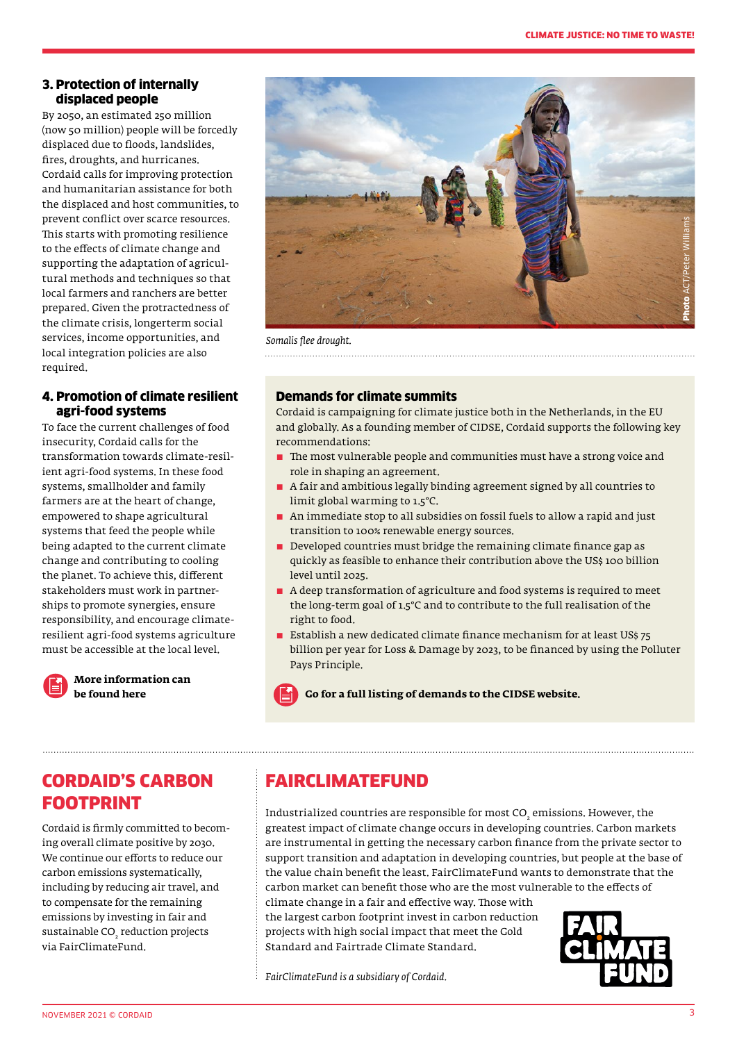### 3. Protection of internally displaced people

By 2050, an estimated 250 million (now 50 million) people will be forcedly displaced due to floods, landslides, fires, droughts, and hurricanes. Cordaid calls for improving protection and humanitarian assistance for both the displaced and host communities, to prevent conflict over scarce resources. This starts with promoting resilience to the effects of climate change and supporting the adaptation of agricultural methods and techniques so that local farmers and ranchers are better prepared. Given the protractedness of the climate crisis, longerterm social services, income opportunities, and local integration policies are also required.

### 4. Promotion of climate resilient agri-food systems

To face the current challenges of food insecurity, Cordaid calls for the transformation towards climate-resilient agri-food systems. In these food systems, smallholder and family farmers are at the heart of change, empowered to shape agricultural systems that feed the people while being adapted to the current climate change and contributing to cooling the planet. To achieve this, different stakeholders must work in partnerships to promote synergies, ensure responsibility, and encourage climate-resilient agri-food systems agriculture must be accessible at the local level.

**More information can be found here**

*Somalis flee drought.*

Photo ACT/Peter Williams

### Demands for climate summits

Cordaid is campaigning for climate justice both in the Netherlands, in the EU and globally. As a founding member of CIDSE, Cordaid supports the following key recommendations:

- The most vulnerable people and communities must have a strong voice and role in shaping an agreement.
- A fair and ambitious legally binding agreement signed by all countries to limit global warming to 1.5°C.
- An immediate stop to all subsidies on fossil fuels to allow a rapid and just transition to 100% renewable energy sources.
- Developed countries must bridge the remaining climate finance gap as quickly as feasible to enhance their contribution above the US$ 100 billion level until 2025.
- A deep transformation of agriculture and food systems is required to meet the long-term goal of 1.5°C and to contribute to the full realisation of the right to food.
- Establish a new dedicated climate finance mechanism for at least US$ 75 billion per year for Loss & Damage by 2023, to be financed by using the Polluter Pays Principle.

**Go for a full listing of demands to the CIDSE website.**

## CORDAID'S CARBON FOOTPRINT

Cordaid is firmly committed to becoming overall climate positive by 2030. We continue our efforts to reduce our carbon emissions systematically, including by reducing air travel, and to compensate for the remaining emissions by investing in fair and sustainable $CO_2$ reduction projects via FairClimateFund.

## FAIRCLIMATEFUND

Industrialized countries are responsible for most $CO_2$ emissions. However, the greatest impact of climate change occurs in developing countries. Carbon markets are instrumental in getting the necessary carbon finance from the private sector to support transition and adaptation in developing countries, but people at the base of the value chain benefit the least. FairClimateFund wants to demonstrate that the carbon market can benefit those who are the most vulnerable to the effects of climate change in a fair and effective way. Those with the largest carbon footprint invest in carbon reduction projects with high social impact that meet the Gold Standard and Fairtrade Climate Standard.

*FairClimateFund is a subsidiary of Cordaid.*

FAIR CLIMATE FUND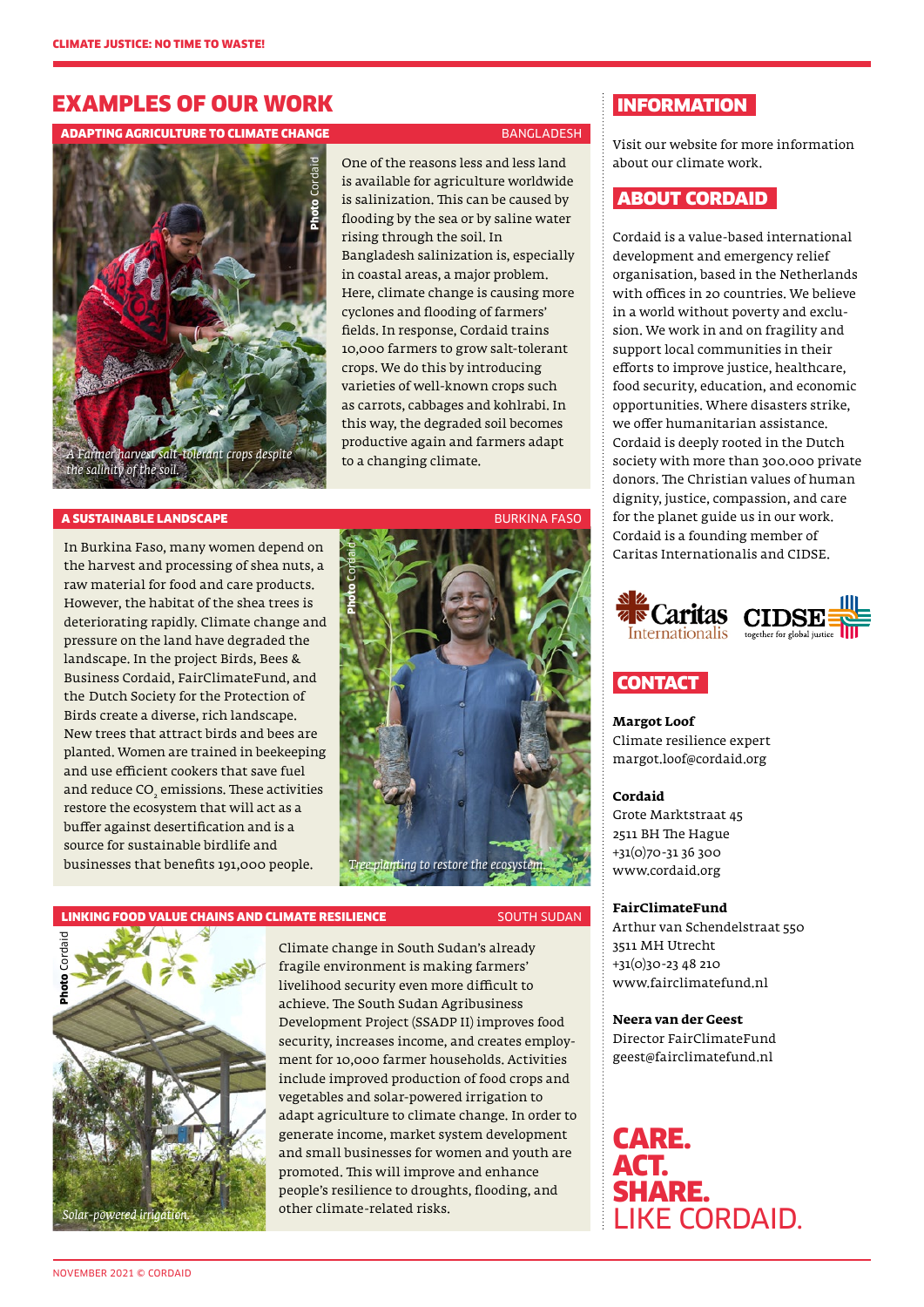## EXAMPLES OF OUR WORK

### ADAPTING AGRICULTURE TO CLIMATE CHANGE — BANGLADESH

Photo Cordaid

*A Farmer harvest salt-tolerant crops despite the salinity of the soil.*

One of the reasons less and less land is available for agriculture worldwide is salinization. This can be caused by flooding by the sea or by saline water rising through the soil. In Bangladesh salinization is, especially in coastal areas, a major problem. Here, climate change is causing more cyclones and flooding of farmers' fields. In response, Cordaid trains 10,000 farmers to grow salt-tolerant crops. We do this by introducing varieties of well-known crops such as carrots, cabbages and kohlrabi. In this way, the degraded soil becomes productive again and farmers adapt to a changing climate.

### A SUSTAINABLE LANDSCAPE — BURKINA FASO

In Burkina Faso, many women depend on the harvest and processing of shea nuts, a raw material for food and care products. However, the habitat of the shea trees is deteriorating rapidly. Climate change and pressure on the land have degraded the landscape. In the project Birds, Bees & Business Cordaid, FairClimateFund, and the Dutch Society for the Protection of Birds create a diverse, rich landscape. New trees that attract birds and bees are planted. Women are trained in beekeeping and use efficient cookers that save fuel and reduce $CO_2$ emissions. These activities restore the ecosystem that will act as a buffer against desertification and is a source for sustainable birdlife and businesses that benefits 191,000 people.

Photo Cordaid

*Tree planting to restore the ecosystem*

### LINKING FOOD VALUE CHAINS AND CLIMATE RESILIENCE — SOUTH SUDAN

Photo Cordaid

*Solar-powered irrigation.*

Climate change in South Sudan's already fragile environment is making farmers' livelihood security even more difficult to achieve. The South Sudan Agribusiness Development Project (SSADP II) improves food security, increases income, and creates employment for 10,000 farmer households. Activities include improved production of food crops and vegetables and solar-powered irrigation to adapt agriculture to climate change. In order to generate income, market system development and small businesses for women and youth are promoted. This will improve and enhance people's resilience to droughts, flooding, and other climate-related risks.

## INFORMATION

Visit our website for more information about our climate work.

## ABOUT CORDAID

Cordaid is a value-based international development and emergency relief organisation, based in the Netherlands with offices in 20 countries. We believe in a world without poverty and exclusion. We work in and on fragility and support local communities in their efforts to improve justice, healthcare, food security, education, and economic opportunities. Where disasters strike, we offer humanitarian assistance. Cordaid is deeply rooted in the Dutch society with more than 300.000 private donors. The Christian values of human dignity, justice, compassion, and care for the planet guide us in our work. Cordaid is a founding member of Caritas Internationalis and CIDSE.

Caritas Internationalis — CIDSE together for global justice

## CONTACT

**Margot Loof**
Climate resilience expert
margot.loof@cordaid.org

**Cordaid**
Grote Marktstraat 45
2511 BH The Hague
+31(0)70-31 36 300
www.cordaid.org

**FairClimateFund**
Arthur van Schendelstraat 550
3511 MH Utrecht
+31(0)30-23 48 210
www.fairclimatefund.nl

**Neera van der Geest**
Director FairClimateFund
geest@fairclimatefund.nl

**CARE.**
**ACT.**
**SHARE.**
LIKE CORDAID.

NOVEMBER 2021 © CORDAID